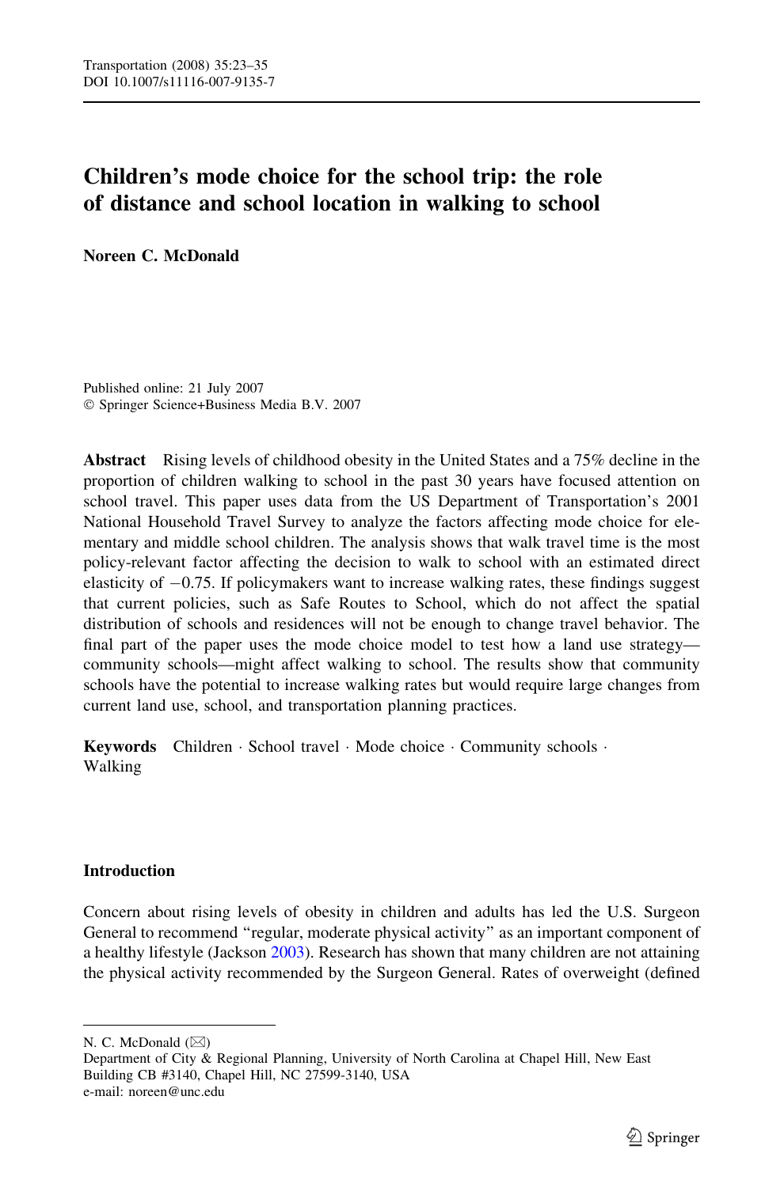# Children's mode choice for the school trip: the role of distance and school location in walking to school

**Noreen C. McDonald**

Published online: 21 July 2007
© Springer Science+Business Media B.V. 2007

**Abstract** Rising levels of childhood obesity in the United States and a 75% decline in the proportion of children walking to school in the past 30 years have focused attention on school travel. This paper uses data from the US Department of Transportation's 2001 National Household Travel Survey to analyze the factors affecting mode choice for elementary and middle school children. The analysis shows that walk travel time is the most policy-relevant factor affecting the decision to walk to school with an estimated direct elasticity of −0.75. If policymakers want to increase walking rates, these findings suggest that current policies, such as Safe Routes to School, which do not affect the spatial distribution of schools and residences will not be enough to change travel behavior. The final part of the paper uses the mode choice model to test how a land use strategy—community schools—might affect walking to school. The results show that community schools have the potential to increase walking rates but would require large changes from current land use, school, and transportation planning practices.

**Keywords** Children · School travel · Mode choice · Community schools · Walking

## Introduction

Concern about rising levels of obesity in children and adults has led the U.S. Surgeon General to recommend "regular, moderate physical activity" as an important component of a healthy lifestyle (Jackson 2003). Research has shown that many children are not attaining the physical activity recommended by the Surgeon General. Rates of overweight (defined

---

N. C. McDonald (✉)
Department of City & Regional Planning, University of North Carolina at Chapel Hill, New East Building CB #3140, Chapel Hill, NC 27599-3140, USA
e-mail: noreen@unc.edu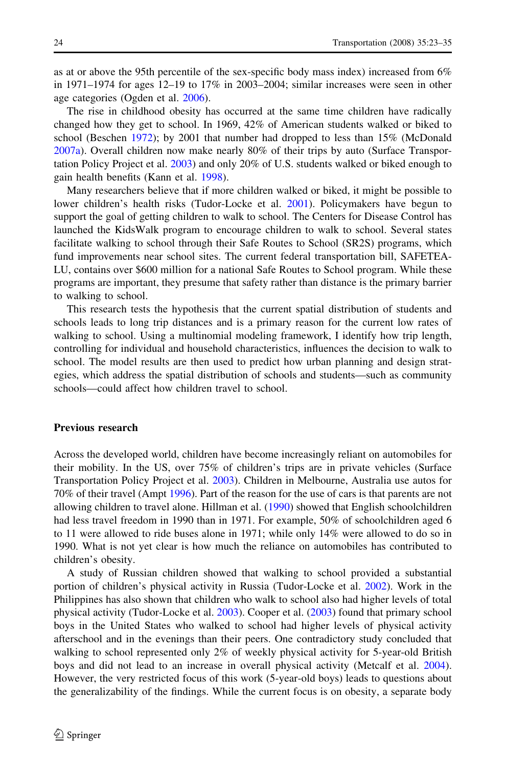as at or above the 95th percentile of the sex-specific body mass index) increased from 6% in 1971–1974 for ages 12–19 to 17% in 2003–2004; similar increases were seen in other age categories (Ogden et al. 2006).

The rise in childhood obesity has occurred at the same time children have radically changed how they get to school. In 1969, 42% of American students walked or biked to school (Beschen 1972); by 2001 that number had dropped to less than 15% (McDonald 2007a). Overall children now make nearly 80% of their trips by auto (Surface Transportation Policy Project et al. 2003) and only 20% of U.S. students walked or biked enough to gain health benefits (Kann et al. 1998).

Many researchers believe that if more children walked or biked, it might be possible to lower children's health risks (Tudor-Locke et al. 2001). Policymakers have begun to support the goal of getting children to walk to school. The Centers for Disease Control has launched the KidsWalk program to encourage children to walk to school. Several states facilitate walking to school through their Safe Routes to School (SR2S) programs, which fund improvements near school sites. The current federal transportation bill, SAFETEA-LU, contains over $600 million for a national Safe Routes to School program. While these programs are important, they presume that safety rather than distance is the primary barrier to walking to school.

This research tests the hypothesis that the current spatial distribution of students and schools leads to long trip distances and is a primary reason for the current low rates of walking to school. Using a multinomial modeling framework, I identify how trip length, controlling for individual and household characteristics, influences the decision to walk to school. The model results are then used to predict how urban planning and design strategies, which address the spatial distribution of schools and students—such as community schools—could affect how children travel to school.

## Previous research

Across the developed world, children have become increasingly reliant on automobiles for their mobility. In the US, over 75% of children's trips are in private vehicles (Surface Transportation Policy Project et al. 2003). Children in Melbourne, Australia use autos for 70% of their travel (Ampt 1996). Part of the reason for the use of cars is that parents are not allowing children to travel alone. Hillman et al. (1990) showed that English schoolchildren had less travel freedom in 1990 than in 1971. For example, 50% of schoolchildren aged 6 to 11 were allowed to ride buses alone in 1971; while only 14% were allowed to do so in 1990. What is not yet clear is how much the reliance on automobiles has contributed to children's obesity.

A study of Russian children showed that walking to school provided a substantial portion of children's physical activity in Russia (Tudor-Locke et al. 2002). Work in the Philippines has also shown that children who walk to school also had higher levels of total physical activity (Tudor-Locke et al. 2003). Cooper et al. (2003) found that primary school boys in the United States who walked to school had higher levels of physical activity afterschool and in the evenings than their peers. One contradictory study concluded that walking to school represented only 2% of weekly physical activity for 5-year-old British boys and did not lead to an increase in overall physical activity (Metcalf et al. 2004). However, the very restricted focus of this work (5-year-old boys) leads to questions about the generalizability of the findings. While the current focus is on obesity, a separate body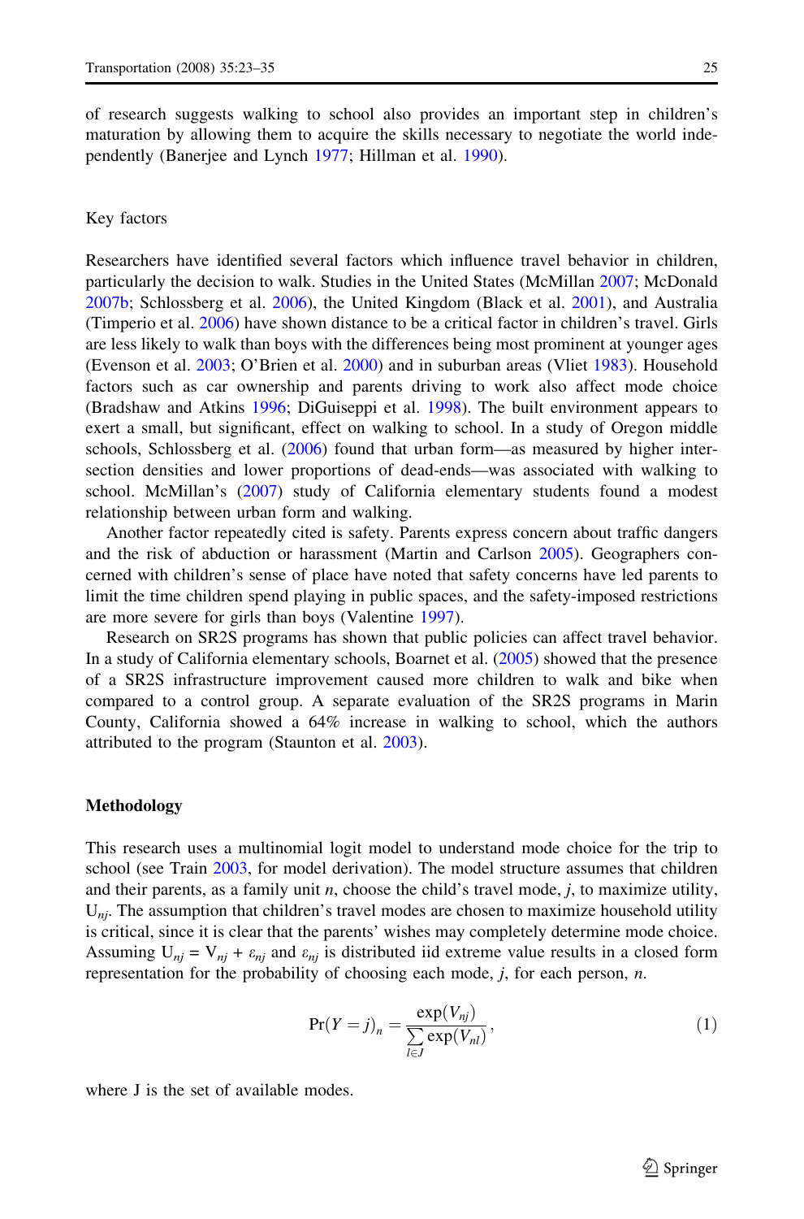of research suggests walking to school also provides an important step in children's maturation by allowing them to acquire the skills necessary to negotiate the world independently (Banerjee and Lynch 1977; Hillman et al. 1990).

### Key factors

Researchers have identified several factors which influence travel behavior in children, particularly the decision to walk. Studies in the United States (McMillan 2007; McDonald 2007b; Schlossberg et al. 2006), the United Kingdom (Black et al. 2001), and Australia (Timperio et al. 2006) have shown distance to be a critical factor in children's travel. Girls are less likely to walk than boys with the differences being most prominent at younger ages (Evenson et al. 2003; O'Brien et al. 2000) and in suburban areas (Vliet 1983). Household factors such as car ownership and parents driving to work also affect mode choice (Bradshaw and Atkins 1996; DiGuiseppi et al. 1998). The built environment appears to exert a small, but significant, effect on walking to school. In a study of Oregon middle schools, Schlossberg et al. (2006) found that urban form—as measured by higher intersection densities and lower proportions of dead-ends—was associated with walking to school. McMillan's (2007) study of California elementary students found a modest relationship between urban form and walking.

Another factor repeatedly cited is safety. Parents express concern about traffic dangers and the risk of abduction or harassment (Martin and Carlson 2005). Geographers concerned with children's sense of place have noted that safety concerns have led parents to limit the time children spend playing in public spaces, and the safety-imposed restrictions are more severe for girls than boys (Valentine 1997).

Research on SR2S programs has shown that public policies can affect travel behavior. In a study of California elementary schools, Boarnet et al. (2005) showed that the presence of a SR2S infrastructure improvement caused more children to walk and bike when compared to a control group. A separate evaluation of the SR2S programs in Marin County, California showed a 64% increase in walking to school, which the authors attributed to the program (Staunton et al. 2003).

## Methodology

This research uses a multinomial logit model to understand mode choice for the trip to school (see Train 2003, for model derivation). The model structure assumes that children and their parents, as a family unit $n$, choose the child's travel mode, $j$, to maximize utility, $U_{nj}$. The assumption that children's travel modes are chosen to maximize household utility is critical, since it is clear that the parents' wishes may completely determine mode choice. Assuming $U_{nj} = V_{nj} + \varepsilon_{nj}$ and $\varepsilon_{nj}$ is distributed iid extreme value results in a closed form representation for the probability of choosing each mode, $j$, for each person, $n$.

$$\Pr(Y = j)_n = \frac{\exp(V_{nj})}{\sum_{l \in J} \exp(V_{nl})}, \tag{1}$$

where J is the set of available modes.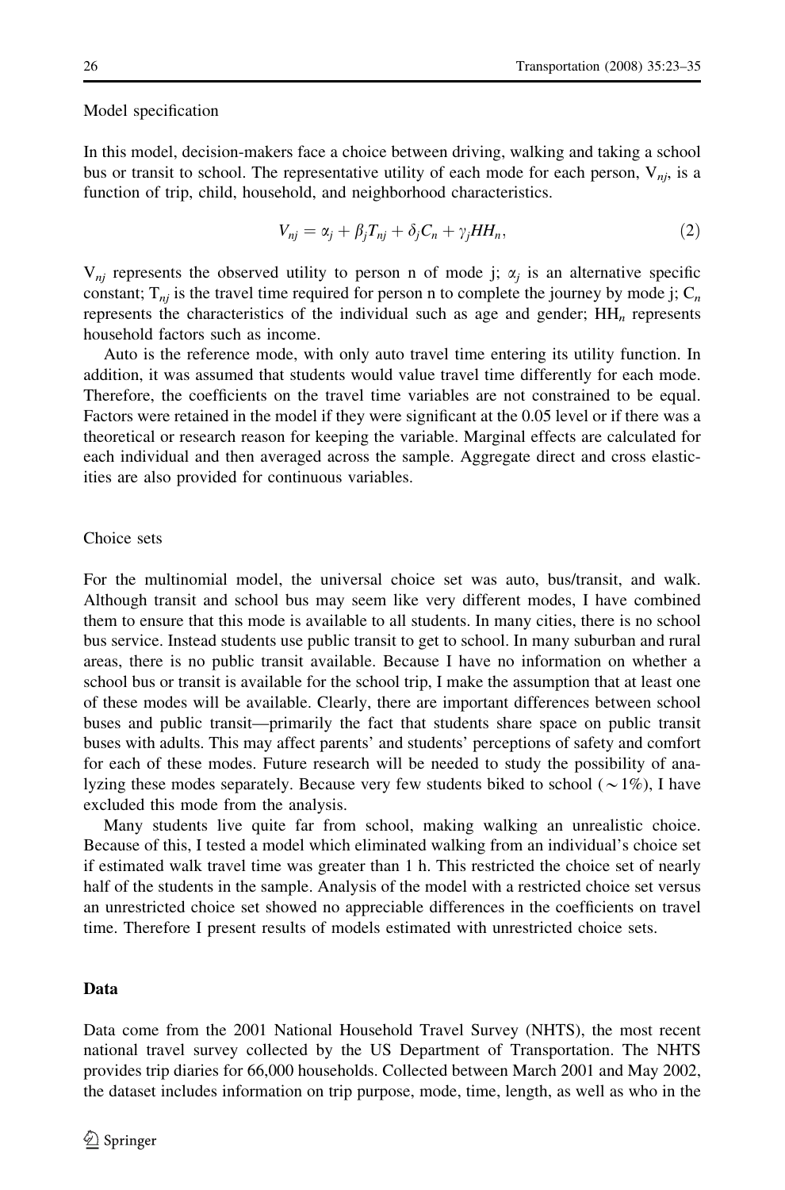Model specification

In this model, decision-makers face a choice between driving, walking and taking a school bus or transit to school. The representative utility of each mode for each person, $V_{nj}$, is a function of trip, child, household, and neighborhood characteristics.

$$V_{nj} = \alpha_j + \beta_j T_{nj} + \delta_j C_n + \gamma_j HH_n, \tag{2}$$

$V_{nj}$ represents the observed utility to person n of mode j; $\alpha_j$ is an alternative specific constant; $T_{nj}$ is the travel time required for person n to complete the journey by mode j; $C_n$ represents the characteristics of the individual such as age and gender; $HH_n$ represents household factors such as income.

Auto is the reference mode, with only auto travel time entering its utility function. In addition, it was assumed that students would value travel time differently for each mode. Therefore, the coefficients on the travel time variables are not constrained to be equal. Factors were retained in the model if they were significant at the 0.05 level or if there was a theoretical or research reason for keeping the variable. Marginal effects are calculated for each individual and then averaged across the sample. Aggregate direct and cross elasticities are also provided for continuous variables.

Choice sets

For the multinomial model, the universal choice set was auto, bus/transit, and walk. Although transit and school bus may seem like very different modes, I have combined them to ensure that this mode is available to all students. In many cities, there is no school bus service. Instead students use public transit to get to school. In many suburban and rural areas, there is no public transit available. Because I have no information on whether a school bus or transit is available for the school trip, I make the assumption that at least one of these modes will be available. Clearly, there are important differences between school buses and public transit—primarily the fact that students share space on public transit buses with adults. This may affect parents' and students' perceptions of safety and comfort for each of these modes. Future research will be needed to study the possibility of analyzing these modes separately. Because very few students biked to school ($\sim$1%), I have excluded this mode from the analysis.

Many students live quite far from school, making walking an unrealistic choice. Because of this, I tested a model which eliminated walking from an individual's choice set if estimated walk travel time was greater than 1 h. This restricted the choice set of nearly half of the students in the sample. Analysis of the model with a restricted choice set versus an unrestricted choice set showed no appreciable differences in the coefficients on travel time. Therefore I present results of models estimated with unrestricted choice sets.

## Data

Data come from the 2001 National Household Travel Survey (NHTS), the most recent national travel survey collected by the US Department of Transportation. The NHTS provides trip diaries for 66,000 households. Collected between March 2001 and May 2002, the dataset includes information on trip purpose, mode, time, length, as well as who in the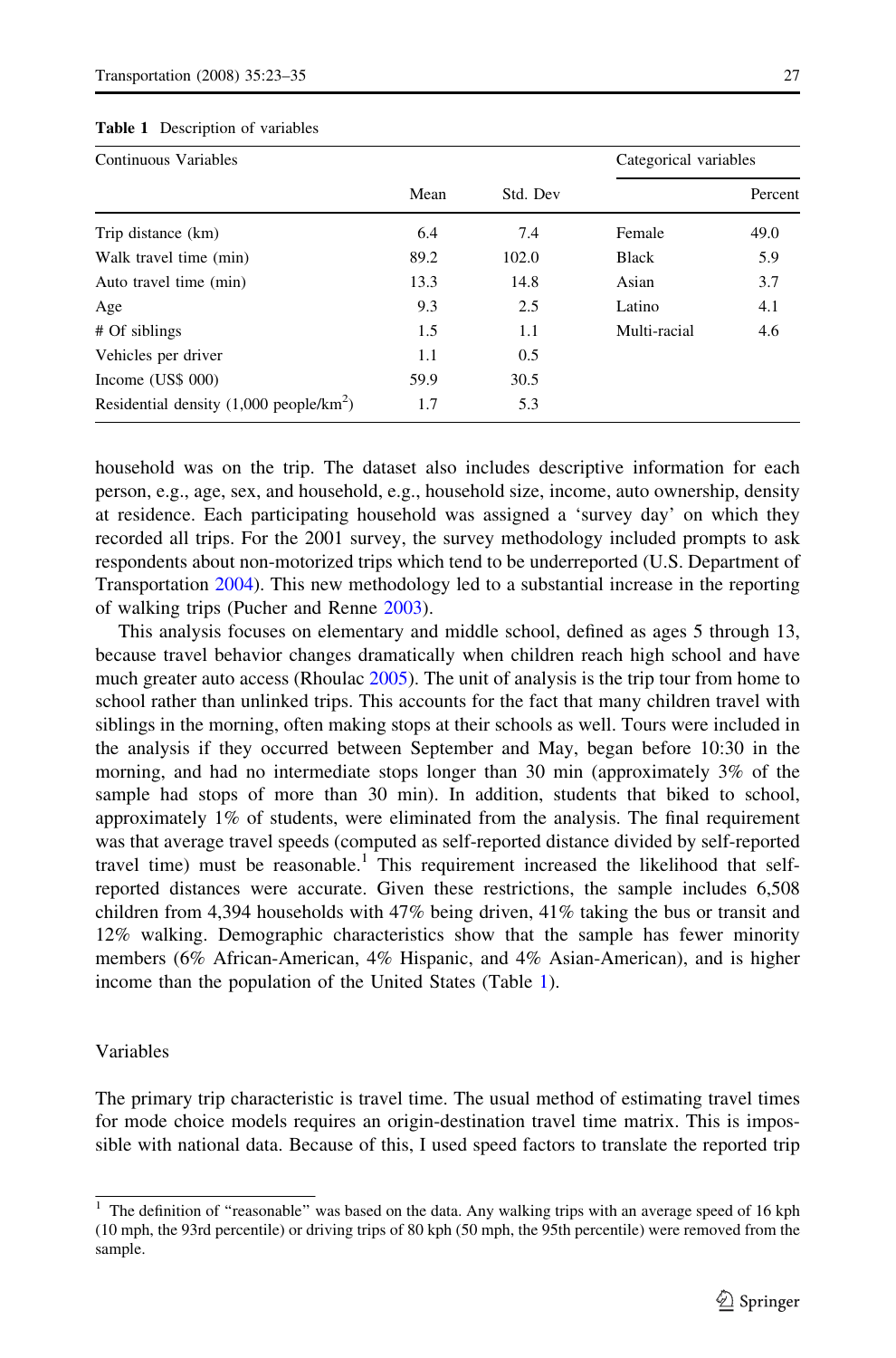**Table 1** Description of variables

| Continuous Variables | | | Categorical variables | |
|---|---|---|---|---|
| | Mean | Std. Dev | | Percent |
| Trip distance (km) | 6.4 | 7.4 | Female | 49.0 |
| Walk travel time (min) | 89.2 | 102.0 | Black | 5.9 |
| Auto travel time (min) | 13.3 | 14.8 | Asian | 3.7 |
| Age | 9.3 | 2.5 | Latino | 4.1 |
| # Of siblings | 1.5 | 1.1 | Multi-racial | 4.6 |
| Vehicles per driver | 1.1 | 0.5 | | |
| Income (US$ 000) | 59.9 | 30.5 | | |
| Residential density (1,000 people/km$^2$) | 1.7 | 5.3 | | |

household was on the trip. The dataset also includes descriptive information for each person, e.g., age, sex, and household, e.g., household size, income, auto ownership, density at residence. Each participating household was assigned a 'survey day' on which they recorded all trips. For the 2001 survey, the survey methodology included prompts to ask respondents about non-motorized trips which tend to be underreported (U.S. Department of Transportation 2004). This new methodology led to a substantial increase in the reporting of walking trips (Pucher and Renne 2003).

This analysis focuses on elementary and middle school, defined as ages 5 through 13, because travel behavior changes dramatically when children reach high school and have much greater auto access (Rhoulac 2005). The unit of analysis is the trip tour from home to school rather than unlinked trips. This accounts for the fact that many children travel with siblings in the morning, often making stops at their schools as well. Tours were included in the analysis if they occurred between September and May, began before 10:30 in the morning, and had no intermediate stops longer than 30 min (approximately 3% of the sample had stops of more than 30 min). In addition, students that biked to school, approximately 1% of students, were eliminated from the analysis. The final requirement was that average travel speeds (computed as self-reported distance divided by self-reported travel time) must be reasonable.[1] This requirement increased the likelihood that self-reported distances were accurate. Given these restrictions, the sample includes 6,508 children from 4,394 households with 47% being driven, 41% taking the bus or transit and 12% walking. Demographic characteristics show that the sample has fewer minority members (6% African-American, 4% Hispanic, and 4% Asian-American), and is higher income than the population of the United States (Table 1).

## Variables

The primary trip characteristic is travel time. The usual method of estimating travel times for mode choice models requires an origin-destination travel time matrix. This is impossible with national data. Because of this, I used speed factors to translate the reported trip

[1] The definition of "reasonable" was based on the data. Any walking trips with an average speed of 16 kph (10 mph, the 93rd percentile) or driving trips of 80 kph (50 mph, the 95th percentile) were removed from the sample.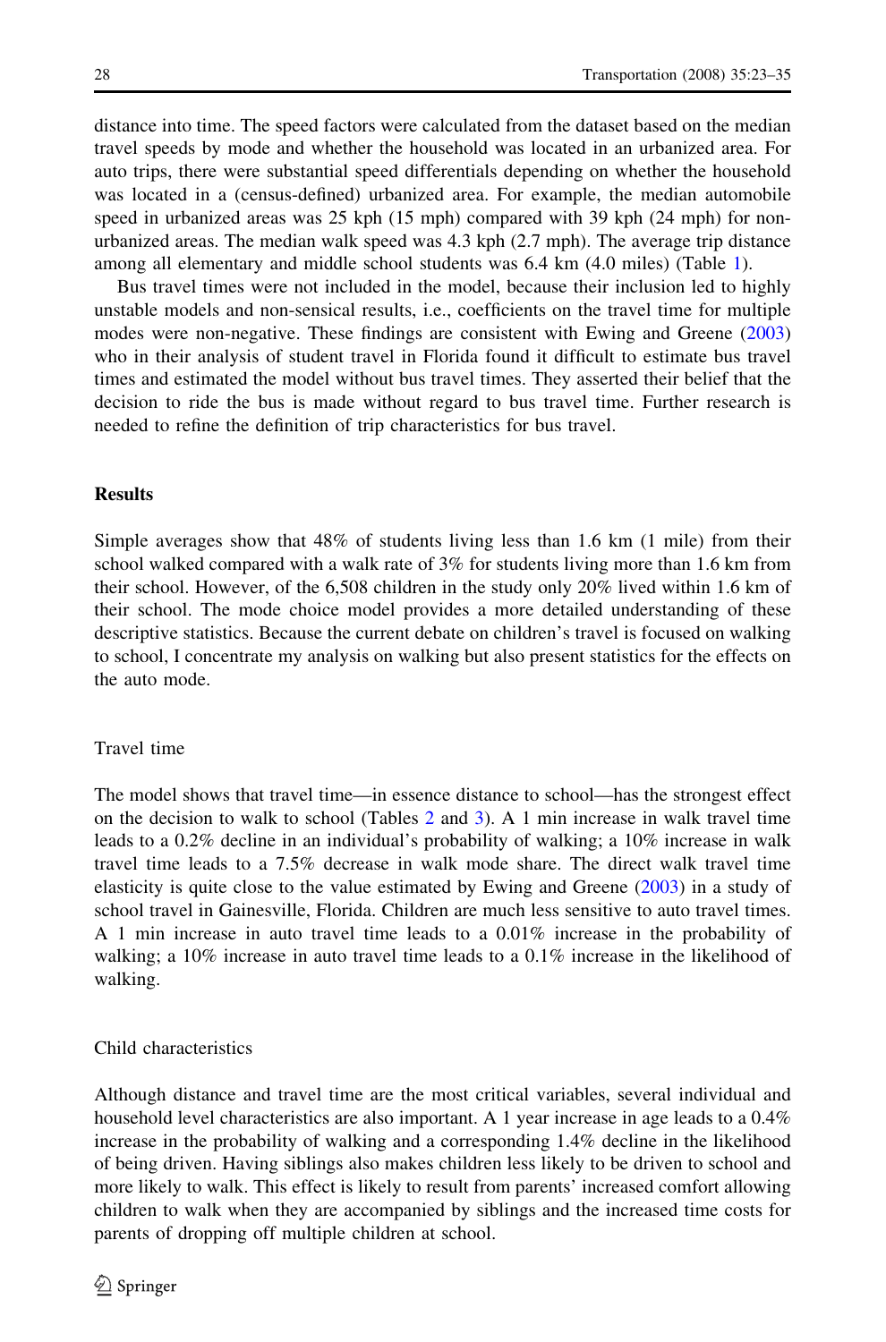distance into time. The speed factors were calculated from the dataset based on the median travel speeds by mode and whether the household was located in an urbanized area. For auto trips, there were substantial speed differentials depending on whether the household was located in a (census-defined) urbanized area. For example, the median automobile speed in urbanized areas was 25 kph (15 mph) compared with 39 kph (24 mph) for non-urbanized areas. The median walk speed was 4.3 kph (2.7 mph). The average trip distance among all elementary and middle school students was 6.4 km (4.0 miles) (Table 1).

Bus travel times were not included in the model, because their inclusion led to highly unstable models and non-sensical results, i.e., coefficients on the travel time for multiple modes were non-negative. These findings are consistent with Ewing and Greene (2003) who in their analysis of student travel in Florida found it difficult to estimate bus travel times and estimated the model without bus travel times. They asserted their belief that the decision to ride the bus is made without regard to bus travel time. Further research is needed to refine the definition of trip characteristics for bus travel.

## Results

Simple averages show that 48% of students living less than 1.6 km (1 mile) from their school walked compared with a walk rate of 3% for students living more than 1.6 km from their school. However, of the 6,508 children in the study only 20% lived within 1.6 km of their school. The mode choice model provides a more detailed understanding of these descriptive statistics. Because the current debate on children's travel is focused on walking to school, I concentrate my analysis on walking but also present statistics for the effects on the auto mode.

### Travel time

The model shows that travel time—in essence distance to school—has the strongest effect on the decision to walk to school (Tables 2 and 3). A 1 min increase in walk travel time leads to a 0.2% decline in an individual's probability of walking; a 10% increase in walk travel time leads to a 7.5% decrease in walk mode share. The direct walk travel time elasticity is quite close to the value estimated by Ewing and Greene (2003) in a study of school travel in Gainesville, Florida. Children are much less sensitive to auto travel times. A 1 min increase in auto travel time leads to a 0.01% increase in the probability of walking; a 10% increase in auto travel time leads to a 0.1% increase in the likelihood of walking.

### Child characteristics

Although distance and travel time are the most critical variables, several individual and household level characteristics are also important. A 1 year increase in age leads to a 0.4% increase in the probability of walking and a corresponding 1.4% decline in the likelihood of being driven. Having siblings also makes children less likely to be driven to school and more likely to walk. This effect is likely to result from parents' increased comfort allowing children to walk when they are accompanied by siblings and the increased time costs for parents of dropping off multiple children at school.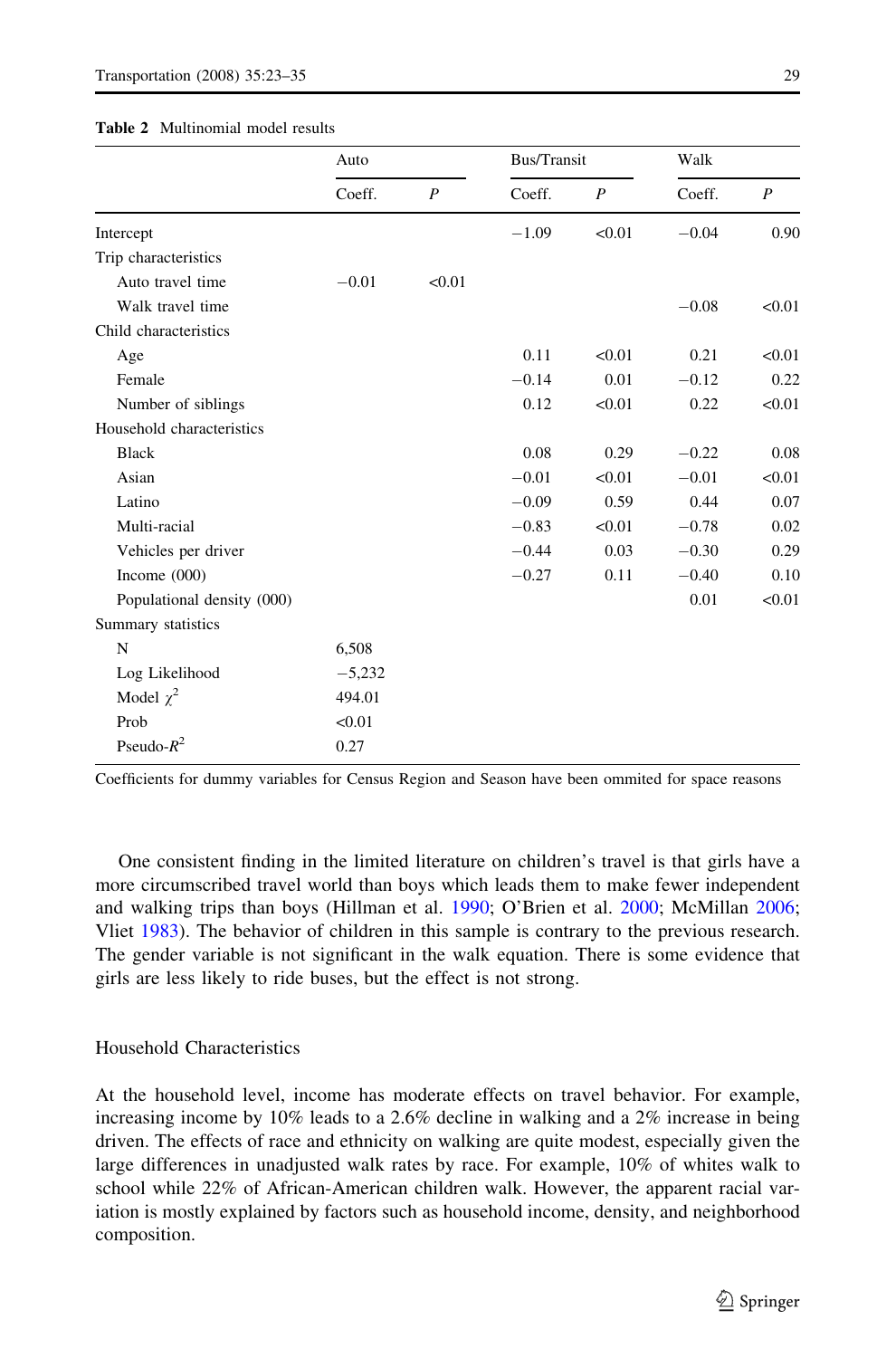**Table 2** Multinomial model results

| | Auto | | Bus/Transit | | Walk | |
|---|---|---|---|---|---|---|
| | Coeff. | *P* | Coeff. | *P* | Coeff. | *P* |
| Intercept | | | −1.09 | <0.01 | −0.04 | 0.90 |
| Trip characteristics | | | | | | |
| Auto travel time | −0.01 | <0.01 | | | | |
| Walk travel time | | | | | −0.08 | <0.01 |
| Child characteristics | | | | | | |
| Age | | | 0.11 | <0.01 | 0.21 | <0.01 |
| Female | | | −0.14 | 0.01 | −0.12 | 0.22 |
| Number of siblings | | | 0.12 | <0.01 | 0.22 | <0.01 |
| Household characteristics | | | | | | |
| Black | | | 0.08 | 0.29 | −0.22 | 0.08 |
| Asian | | | −0.01 | <0.01 | −0.01 | <0.01 |
| Latino | | | −0.09 | 0.59 | 0.44 | 0.07 |
| Multi-racial | | | −0.83 | <0.01 | −0.78 | 0.02 |
| Vehicles per driver | | | −0.44 | 0.03 | −0.30 | 0.29 |
| Income (000) | | | −0.27 | 0.11 | −0.40 | 0.10 |
| Populational density (000) | | | | | 0.01 | <0.01 |
| Summary statistics | | | | | | |
| N | 6,508 | | | | | |
| Log Likelihood | −5,232 | | | | | |
| Model $\chi^2$ | 494.01 | | | | | |
| Prob | <0.01 | | | | | |
| Pseudo-$R^2$ | 0.27 | | | | | |

Coefficients for dummy variables for Census Region and Season have been ommited for space reasons

One consistent finding in the limited literature on children's travel is that girls have a more circumscribed travel world than boys which leads them to make fewer independent and walking trips than boys (Hillman et al. 1990; O'Brien et al. 2000; McMillan 2006; Vliet 1983). The behavior of children in this sample is contrary to the previous research. The gender variable is not significant in the walk equation. There is some evidence that girls are less likely to ride buses, but the effect is not strong.

## Household Characteristics

At the household level, income has moderate effects on travel behavior. For example, increasing income by 10% leads to a 2.6% decline in walking and a 2% increase in being driven. The effects of race and ethnicity on walking are quite modest, especially given the large differences in unadjusted walk rates by race. For example, 10% of whites walk to school while 22% of African-American children walk. However, the apparent racial variation is mostly explained by factors such as household income, density, and neighborhood composition.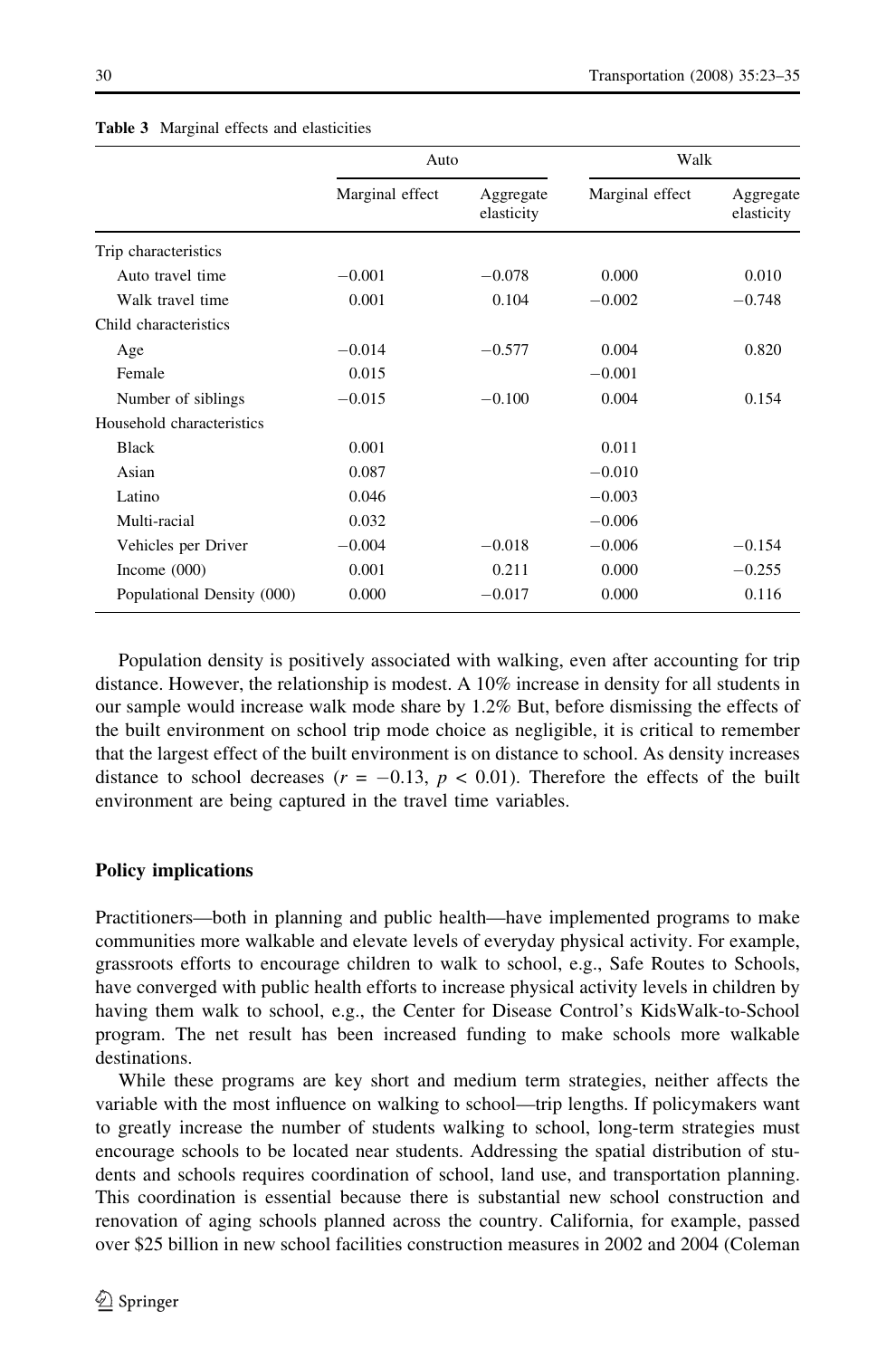**Table 3** Marginal effects and elasticities

| | Auto | | Walk | |
|---|---|---|---|---|
| | Marginal effect | Aggregate elasticity | Marginal effect | Aggregate elasticity |
| Trip characteristics | | | | |
| Auto travel time | −0.001 | −0.078 | 0.000 | 0.010 |
| Walk travel time | 0.001 | 0.104 | −0.002 | −0.748 |
| Child characteristics | | | | |
| Age | −0.014 | −0.577 | 0.004 | 0.820 |
| Female | 0.015 | | −0.001 | |
| Number of siblings | −0.015 | −0.100 | 0.004 | 0.154 |
| Household characteristics | | | | |
| Black | 0.001 | | 0.011 | |
| Asian | 0.087 | | −0.010 | |
| Latino | 0.046 | | −0.003 | |
| Multi-racial | 0.032 | | −0.006 | |
| Vehicles per Driver | −0.004 | −0.018 | −0.006 | −0.154 |
| Income (000) | 0.001 | 0.211 | 0.000 | −0.255 |
| Populational Density (000) | 0.000 | −0.017 | 0.000 | 0.116 |

Population density is positively associated with walking, even after accounting for trip distance. However, the relationship is modest. A 10% increase in density for all students in our sample would increase walk mode share by 1.2% But, before dismissing the effects of the built environment on school trip mode choice as negligible, it is critical to remember that the largest effect of the built environment is on distance to school. As density increases distance to school decreases ($r = -0.13$, $p < 0.01$). Therefore the effects of the built environment are being captured in the travel time variables.

## Policy implications

Practitioners—both in planning and public health—have implemented programs to make communities more walkable and elevate levels of everyday physical activity. For example, grassroots efforts to encourage children to walk to school, e.g., Safe Routes to Schools, have converged with public health efforts to increase physical activity levels in children by having them walk to school, e.g., the Center for Disease Control's KidsWalk-to-School program. The net result has been increased funding to make schools more walkable destinations.

While these programs are key short and medium term strategies, neither affects the variable with the most influence on walking to school—trip lengths. If policymakers want to greatly increase the number of students walking to school, long-term strategies must encourage schools to be located near students. Addressing the spatial distribution of students and schools requires coordination of school, land use, and transportation planning. This coordination is essential because there is substantial new school construction and renovation of aging schools planned across the country. California, for example, passed over $25 billion in new school facilities construction measures in 2002 and 2004 (Coleman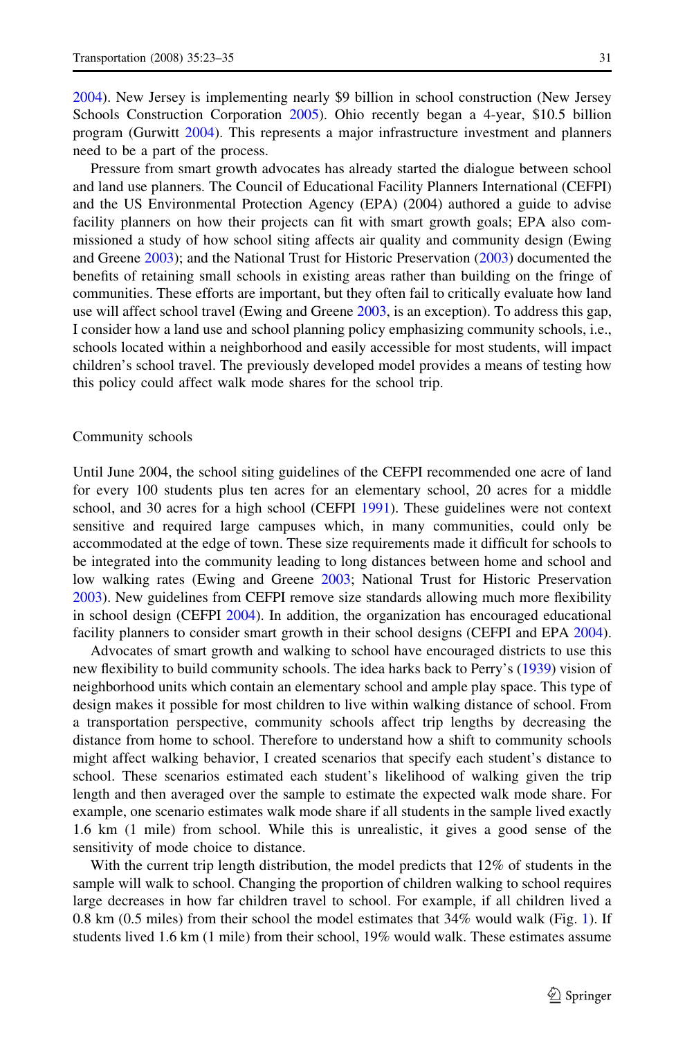2004). New Jersey is implementing nearly $9 billion in school construction (New Jersey Schools Construction Corporation 2005). Ohio recently began a 4-year, $10.5 billion program (Gurwitt 2004). This represents a major infrastructure investment and planners need to be a part of the process.

Pressure from smart growth advocates has already started the dialogue between school and land use planners. The Council of Educational Facility Planners International (CEFPI) and the US Environmental Protection Agency (EPA) (2004) authored a guide to advise facility planners on how their projects can fit with smart growth goals; EPA also commissioned a study of how school siting affects air quality and community design (Ewing and Greene 2003); and the National Trust for Historic Preservation (2003) documented the benefits of retaining small schools in existing areas rather than building on the fringe of communities. These efforts are important, but they often fail to critically evaluate how land use will affect school travel (Ewing and Greene 2003, is an exception). To address this gap, I consider how a land use and school planning policy emphasizing community schools, i.e., schools located within a neighborhood and easily accessible for most students, will impact children's school travel. The previously developed model provides a means of testing how this policy could affect walk mode shares for the school trip.

## Community schools

Until June 2004, the school siting guidelines of the CEFPI recommended one acre of land for every 100 students plus ten acres for an elementary school, 20 acres for a middle school, and 30 acres for a high school (CEFPI 1991). These guidelines were not context sensitive and required large campuses which, in many communities, could only be accommodated at the edge of town. These size requirements made it difficult for schools to be integrated into the community leading to long distances between home and school and low walking rates (Ewing and Greene 2003; National Trust for Historic Preservation 2003). New guidelines from CEFPI remove size standards allowing much more flexibility in school design (CEFPI 2004). In addition, the organization has encouraged educational facility planners to consider smart growth in their school designs (CEFPI and EPA 2004).

Advocates of smart growth and walking to school have encouraged districts to use this new flexibility to build community schools. The idea harks back to Perry's (1939) vision of neighborhood units which contain an elementary school and ample play space. This type of design makes it possible for most children to live within walking distance of school. From a transportation perspective, community schools affect trip lengths by decreasing the distance from home to school. Therefore to understand how a shift to community schools might affect walking behavior, I created scenarios that specify each student's distance to school. These scenarios estimated each student's likelihood of walking given the trip length and then averaged over the sample to estimate the expected walk mode share. For example, one scenario estimates walk mode share if all students in the sample lived exactly 1.6 km (1 mile) from school. While this is unrealistic, it gives a good sense of the sensitivity of mode choice to distance.

With the current trip length distribution, the model predicts that 12% of students in the sample will walk to school. Changing the proportion of children walking to school requires large decreases in how far children travel to school. For example, if all children lived a 0.8 km (0.5 miles) from their school the model estimates that 34% would walk (Fig. 1). If students lived 1.6 km (1 mile) from their school, 19% would walk. These estimates assume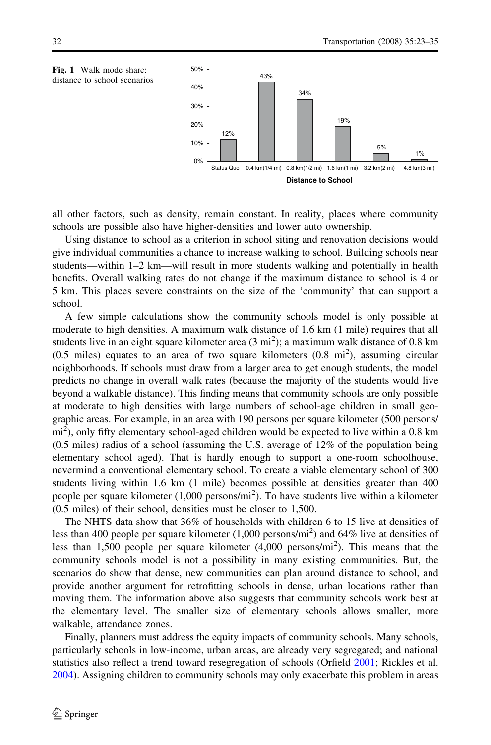Fig. 1 Walk mode share: distance to school scenarios

all other factors, such as density, remain constant. In reality, places where community schools are possible also have higher-densities and lower auto ownership.

Using distance to school as a criterion in school siting and renovation decisions would give individual communities a chance to increase walking to school. Building schools near students—within 1–2 km—will result in more students walking and potentially in health benefits. Overall walking rates do not change if the maximum distance to school is 4 or 5 km. This places severe constraints on the size of the 'community' that can support a school.

A few simple calculations show the community schools model is only possible at moderate to high densities. A maximum walk distance of 1.6 km (1 mile) requires that all students live in an eight square kilometer area (3 mi$^2$); a maximum walk distance of 0.8 km (0.5 miles) equates to an area of two square kilometers (0.8 mi$^2$), assuming circular neighborhoods. If schools must draw from a larger area to get enough students, the model predicts no change in overall walk rates (because the majority of the students would live beyond a walkable distance). This finding means that community schools are only possible at moderate to high densities with large numbers of school-age children in small geographic areas. For example, in an area with 190 persons per square kilometer (500 persons/mi$^2$), only fifty elementary school-aged children would be expected to live within a 0.8 km (0.5 miles) radius of a school (assuming the U.S. average of 12% of the population being elementary school aged). That is hardly enough to support a one-room schoolhouse, nevermind a conventional elementary school. To create a viable elementary school of 300 students living within 1.6 km (1 mile) becomes possible at densities greater than 400 people per square kilometer (1,000 persons/mi$^2$). To have students live within a kilometer (0.5 miles) of their school, densities must be closer to 1,500.

The NHTS data show that 36% of households with children 6 to 15 live at densities of less than 400 people per square kilometer (1,000 persons/mi$^2$) and 64% live at densities of less than 1,500 people per square kilometer (4,000 persons/mi$^2$). This means that the community schools model is not a possibility in many existing communities. But, the scenarios do show that dense, new communities can plan around distance to school, and provide another argument for retrofitting schools in dense, urban locations rather than moving them. The information above also suggests that community schools work best at the elementary level. The smaller size of elementary schools allows smaller, more walkable, attendance zones.

Finally, planners must address the equity impacts of community schools. Many schools, particularly schools in low-income, urban areas, are already very segregated; and national statistics also reflect a trend toward resegregation of schools (Orfield 2001; Rickles et al. 2004). Assigning children to community schools may only exacerbate this problem in areas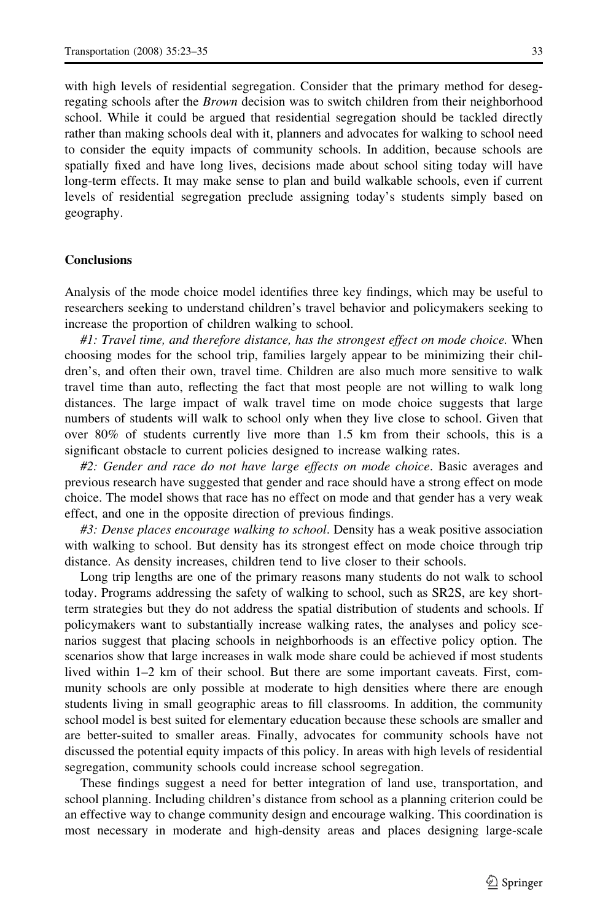with high levels of residential segregation. Consider that the primary method for desegregating schools after the *Brown* decision was to switch children from their neighborhood school. While it could be argued that residential segregation should be tackled directly rather than making schools deal with it, planners and advocates for walking to school need to consider the equity impacts of community schools. In addition, because schools are spatially fixed and have long lives, decisions made about school siting today will have long-term effects. It may make sense to plan and build walkable schools, even if current levels of residential segregation preclude assigning today's students simply based on geography.

## Conclusions

Analysis of the mode choice model identifies three key findings, which may be useful to researchers seeking to understand children's travel behavior and policymakers seeking to increase the proportion of children walking to school.

*#1: Travel time, and therefore distance, has the strongest effect on mode choice.* When choosing modes for the school trip, families largely appear to be minimizing their children's, and often their own, travel time. Children are also much more sensitive to walk travel time than auto, reflecting the fact that most people are not willing to walk long distances. The large impact of walk travel time on mode choice suggests that large numbers of students will walk to school only when they live close to school. Given that over 80% of students currently live more than 1.5 km from their schools, this is a significant obstacle to current policies designed to increase walking rates.

*#2: Gender and race do not have large effects on mode choice*. Basic averages and previous research have suggested that gender and race should have a strong effect on mode choice. The model shows that race has no effect on mode and that gender has a very weak effect, and one in the opposite direction of previous findings.

*#3: Dense places encourage walking to school*. Density has a weak positive association with walking to school. But density has its strongest effect on mode choice through trip distance. As density increases, children tend to live closer to their schools.

Long trip lengths are one of the primary reasons many students do not walk to school today. Programs addressing the safety of walking to school, such as SR2S, are key short-term strategies but they do not address the spatial distribution of students and schools. If policymakers want to substantially increase walking rates, the analyses and policy scenarios suggest that placing schools in neighborhoods is an effective policy option. The scenarios show that large increases in walk mode share could be achieved if most students lived within 1–2 km of their school. But there are some important caveats. First, community schools are only possible at moderate to high densities where there are enough students living in small geographic areas to fill classrooms. In addition, the community school model is best suited for elementary education because these schools are smaller and are better-suited to smaller areas. Finally, advocates for community schools have not discussed the potential equity impacts of this policy. In areas with high levels of residential segregation, community schools could increase school segregation.

These findings suggest a need for better integration of land use, transportation, and school planning. Including children's distance from school as a planning criterion could be an effective way to change community design and encourage walking. This coordination is most necessary in moderate and high-density areas and places designing large-scale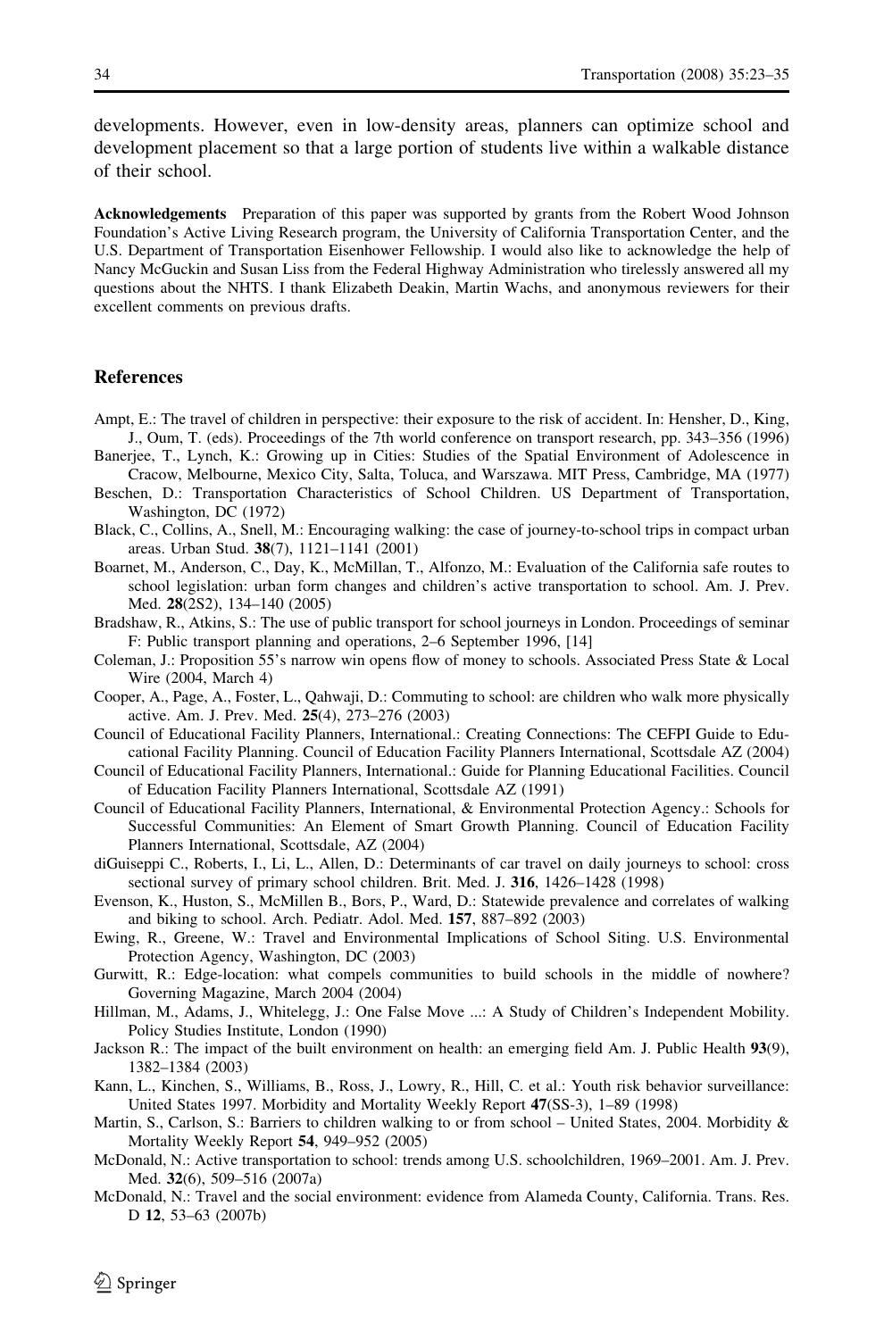developments. However, even in low-density areas, planners can optimize school and development placement so that a large portion of students live within a walkable distance of their school.

**Acknowledgements** Preparation of this paper was supported by grants from the Robert Wood Johnson Foundation's Active Living Research program, the University of California Transportation Center, and the U.S. Department of Transportation Eisenhower Fellowship. I would also like to acknowledge the help of Nancy McGuckin and Susan Liss from the Federal Highway Administration who tirelessly answered all my questions about the NHTS. I thank Elizabeth Deakin, Martin Wachs, and anonymous reviewers for their excellent comments on previous drafts.

## References

Ampt, E.: The travel of children in perspective: their exposure to the risk of accident. In: Hensher, D., King, J., Oum, T. (eds). Proceedings of the 7th world conference on transport research, pp. 343–356 (1996)

Banerjee, T., Lynch, K.: Growing up in Cities: Studies of the Spatial Environment of Adolescence in Cracow, Melbourne, Mexico City, Salta, Toluca, and Warszawa. MIT Press, Cambridge, MA (1977)

Beschen, D.: Transportation Characteristics of School Children. US Department of Transportation, Washington, DC (1972)

Black, C., Collins, A., Snell, M.: Encouraging walking: the case of journey-to-school trips in compact urban areas. Urban Stud. **38**(7), 1121–1141 (2001)

Boarnet, M., Anderson, C., Day, K., McMillan, T., Alfonzo, M.: Evaluation of the California safe routes to school legislation: urban form changes and children's active transportation to school. Am. J. Prev. Med. **28**(2S2), 134–140 (2005)

Bradshaw, R., Atkins, S.: The use of public transport for school journeys in London. Proceedings of seminar F: Public transport planning and operations, 2–6 September 1996, [14]

Coleman, J.: Proposition 55's narrow win opens flow of money to schools. Associated Press State & Local Wire (2004, March 4)

Cooper, A., Page, A., Foster, L., Qahwaji, D.: Commuting to school: are children who walk more physically active. Am. J. Prev. Med. **25**(4), 273–276 (2003)

Council of Educational Facility Planners, International.: Creating Connections: The CEFPI Guide to Educational Facility Planning. Council of Education Facility Planners International, Scottsdale AZ (2004)

Council of Educational Facility Planners, International.: Guide for Planning Educational Facilities. Council of Education Facility Planners International, Scottsdale AZ (1991)

Council of Educational Facility Planners, International, & Environmental Protection Agency.: Schools for Successful Communities: An Element of Smart Growth Planning. Council of Education Facility Planners International, Scottsdale, AZ (2004)

diGuiseppi C., Roberts, I., Li, L., Allen, D.: Determinants of car travel on daily journeys to school: cross sectional survey of primary school children. Brit. Med. J. **316**, 1426–1428 (1998)

Evenson, K., Huston, S., McMillen B., Bors, P., Ward, D.: Statewide prevalence and correlates of walking and biking to school. Arch. Pediatr. Adol. Med. **157**, 887–892 (2003)

Ewing, R., Greene, W.: Travel and Environmental Implications of School Siting. U.S. Environmental Protection Agency, Washington, DC (2003)

Gurwitt, R.: Edge-location: what compels communities to build schools in the middle of nowhere? Governing Magazine, March 2004 (2004)

Hillman, M., Adams, J., Whitelegg, J.: One False Move ...: A Study of Children's Independent Mobility. Policy Studies Institute, London (1990)

Jackson R.: The impact of the built environment on health: an emerging field Am. J. Public Health **93**(9), 1382–1384 (2003)

Kann, L., Kinchen, S., Williams, B., Ross, J., Lowry, R., Hill, C. et al.: Youth risk behavior surveillance: United States 1997. Morbidity and Mortality Weekly Report **47**(SS-3), 1–89 (1998)

Martin, S., Carlson, S.: Barriers to children walking to or from school – United States, 2004. Morbidity & Mortality Weekly Report **54**, 949–952 (2005)

McDonald, N.: Active transportation to school: trends among U.S. schoolchildren, 1969–2001. Am. J. Prev. Med. **32**(6), 509–516 (2007a)

McDonald, N.: Travel and the social environment: evidence from Alameda County, California. Trans. Res. D **12**, 53–63 (2007b)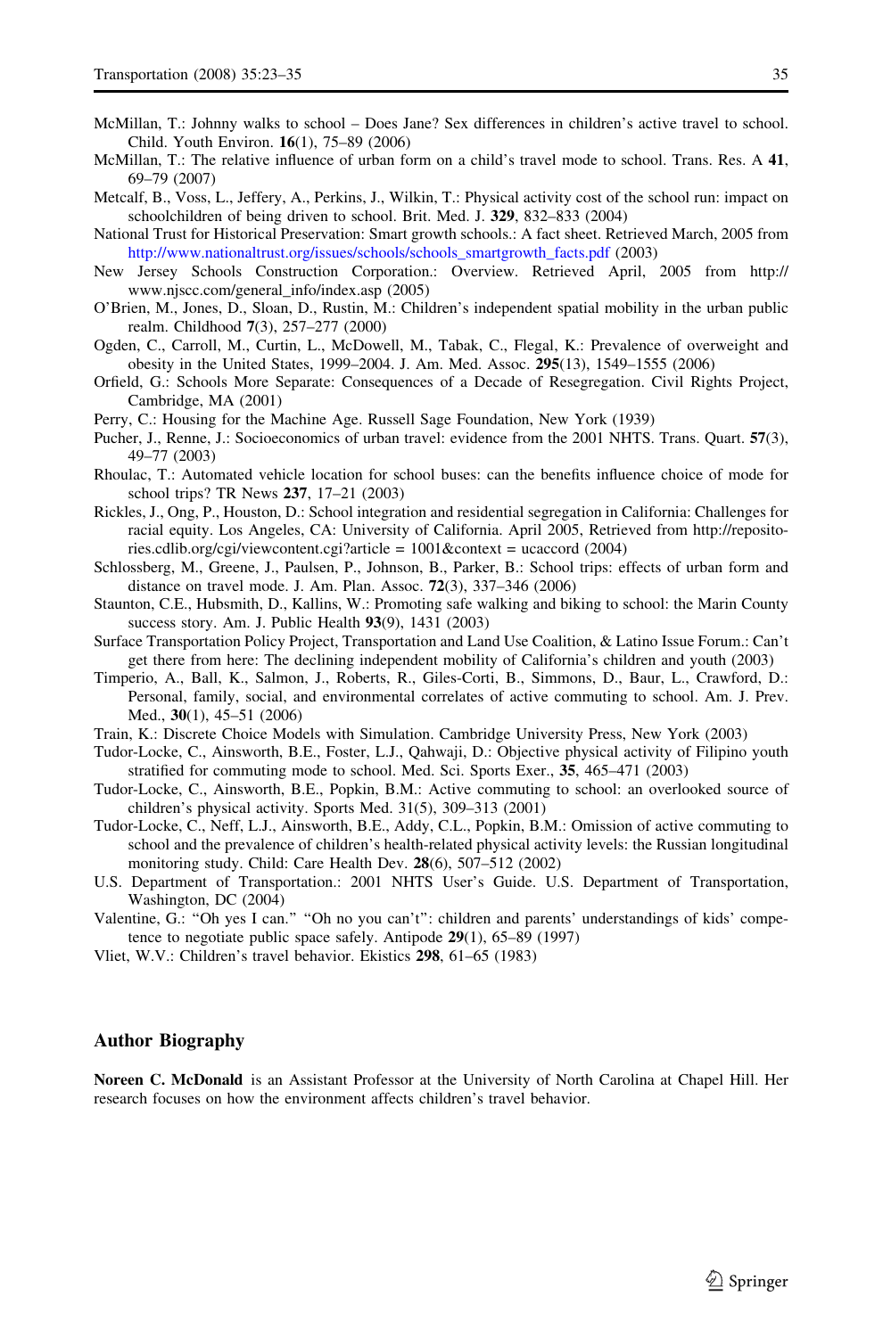McMillan, T.: Johnny walks to school – Does Jane? Sex differences in children's active travel to school. Child. Youth Environ. **16**(1), 75–89 (2006)

McMillan, T.: The relative influence of urban form on a child's travel mode to school. Trans. Res. A **41**, 69–79 (2007)

Metcalf, B., Voss, L., Jeffery, A., Perkins, J., Wilkin, T.: Physical activity cost of the school run: impact on schoolchildren of being driven to school. Brit. Med. J. **329**, 832–833 (2004)

National Trust for Historical Preservation: Smart growth schools.: A fact sheet. Retrieved March, 2005 from http://www.nationaltrust.org/issues/schools/schools_smartgrowth_facts.pdf (2003)

New Jersey Schools Construction Corporation.: Overview. Retrieved April, 2005 from http://www.njscc.com/general_info/index.asp (2005)

O'Brien, M., Jones, D., Sloan, D., Rustin, M.: Children's independent spatial mobility in the urban public realm. Childhood **7**(3), 257–277 (2000)

Ogden, C., Carroll, M., Curtin, L., McDowell, M., Tabak, C., Flegal, K.: Prevalence of overweight and obesity in the United States, 1999–2004. J. Am. Med. Assoc. **295**(13), 1549–1555 (2006)

Orfield, G.: Schools More Separate: Consequences of a Decade of Resegregation. Civil Rights Project, Cambridge, MA (2001)

Perry, C.: Housing for the Machine Age. Russell Sage Foundation, New York (1939)

Pucher, J., Renne, J.: Socioeconomics of urban travel: evidence from the 2001 NHTS. Trans. Quart. **57**(3), 49–77 (2003)

Rhoulac, T.: Automated vehicle location for school buses: can the benefits influence choice of mode for school trips? TR News **237**, 17–21 (2003)

Rickles, J., Ong, P., Houston, D.: School integration and residential segregation in California: Challenges for racial equity. Los Angeles, CA: University of California. April 2005, Retrieved from http://repositories.cdlib.org/cgi/viewcontent.cgi?article = 1001&context = ucaccord (2004)

Schlossberg, M., Greene, J., Paulsen, P., Johnson, B., Parker, B.: School trips: effects of urban form and distance on travel mode. J. Am. Plan. Assoc. **72**(3), 337–346 (2006)

Staunton, C.E., Hubsmith, D., Kallins, W.: Promoting safe walking and biking to school: the Marin County success story. Am. J. Public Health **93**(9), 1431 (2003)

Surface Transportation Policy Project, Transportation and Land Use Coalition, & Latino Issue Forum.: Can't get there from here: The declining independent mobility of California's children and youth (2003)

Timperio, A., Ball, K., Salmon, J., Roberts, R., Giles-Corti, B., Simmons, D., Baur, L., Crawford, D.: Personal, family, social, and environmental correlates of active commuting to school. Am. J. Prev. Med., **30**(1), 45–51 (2006)

Train, K.: Discrete Choice Models with Simulation. Cambridge University Press, New York (2003)

Tudor-Locke, C., Ainsworth, B.E., Foster, L.J., Qahwaji, D.: Objective physical activity of Filipino youth stratified for commuting mode to school. Med. Sci. Sports Exer., **35**, 465–471 (2003)

Tudor-Locke, C., Ainsworth, B.E., Popkin, B.M.: Active commuting to school: an overlooked source of children's physical activity. Sports Med. 31(5), 309–313 (2001)

Tudor-Locke, C., Neff, L.J., Ainsworth, B.E., Addy, C.L., Popkin, B.M.: Omission of active commuting to school and the prevalence of children's health-related physical activity levels: the Russian longitudinal monitoring study. Child: Care Health Dev. **28**(6), 507–512 (2002)

U.S. Department of Transportation.: 2001 NHTS User's Guide. U.S. Department of Transportation, Washington, DC (2004)

Valentine, G.: "Oh yes I can." "Oh no you can't": children and parents' understandings of kids' competence to negotiate public space safely. Antipode **29**(1), 65–89 (1997)

Vliet, W.V.: Children's travel behavior. Ekistics **298**, 61–65 (1983)

## Author Biography

**Noreen C. McDonald** is an Assistant Professor at the University of North Carolina at Chapel Hill. Her research focuses on how the environment affects children's travel behavior.